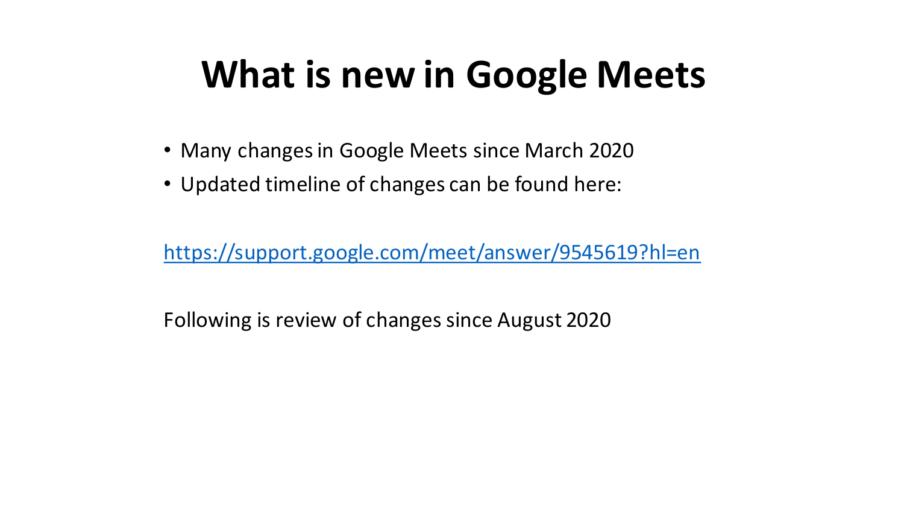# What is new in Google Meets

- Many changes in Google Meets since March 2020
- Updated timeline of changes can be found here:

https://support.google.com/meet/answer/9545619?hl=en

Following is review of changes since August 2020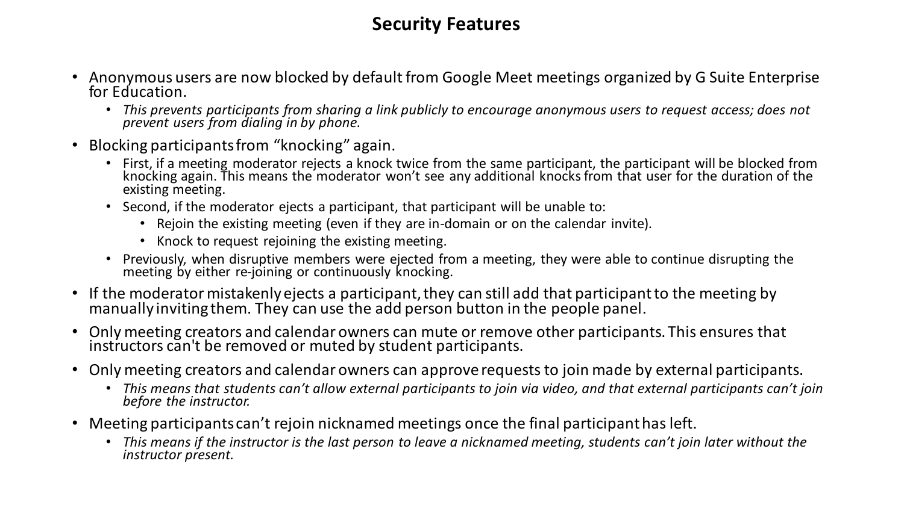# Security Features

- Anonymous users are now blocked by default from Google Meet meetings organized by G Suite Enterprise for Education.
  - *This prevents participants from sharing a link publicly to encourage anonymous users to request access; does not prevent users from dialing in by phone.*
- Blocking participants from "knocking" again.
  - First, if a meeting moderator rejects a knock twice from the same participant, the participant will be blocked from knocking again. This means the moderator won't see any additional knocks from that user for the duration of the existing meeting.
  - Second, if the moderator ejects a participant, that participant will be unable to:
    - Rejoin the existing meeting (even if they are in-domain or on the calendar invite).
    - Knock to request rejoining the existing meeting.
  - Previously, when disruptive members were ejected from a meeting, they were able to continue disrupting the meeting by either re-joining or continuously knocking.
- If the moderator mistakenly ejects a participant, they can still add that participant to the meeting by manually inviting them. They can use the add person button in the people panel.
- Only meeting creators and calendar owners can mute or remove other participants. This ensures that instructors can't be removed or muted by student participants.
- Only meeting creators and calendar owners can approve requests to join made by external participants.
  - *This means that students can't allow external participants to join via video, and that external participants can't join before the instructor.*
- Meeting participants can't rejoin nicknamed meetings once the final participant has left.
  - *This means if the instructor is the last person to leave a nicknamed meeting, students can't join later without the instructor present.*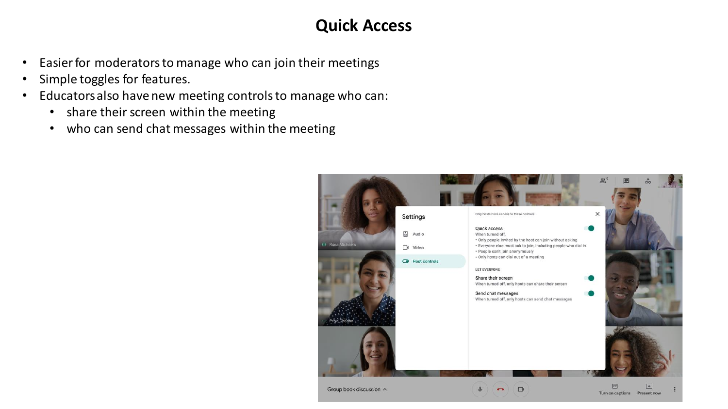# Quick Access

- Easier for moderators to manage who can join their meetings
- Simple toggles for features.
- Educators also have new meeting controls to manage who can:
  - share their screen within the meeting
  - who can send chat messages within the meeting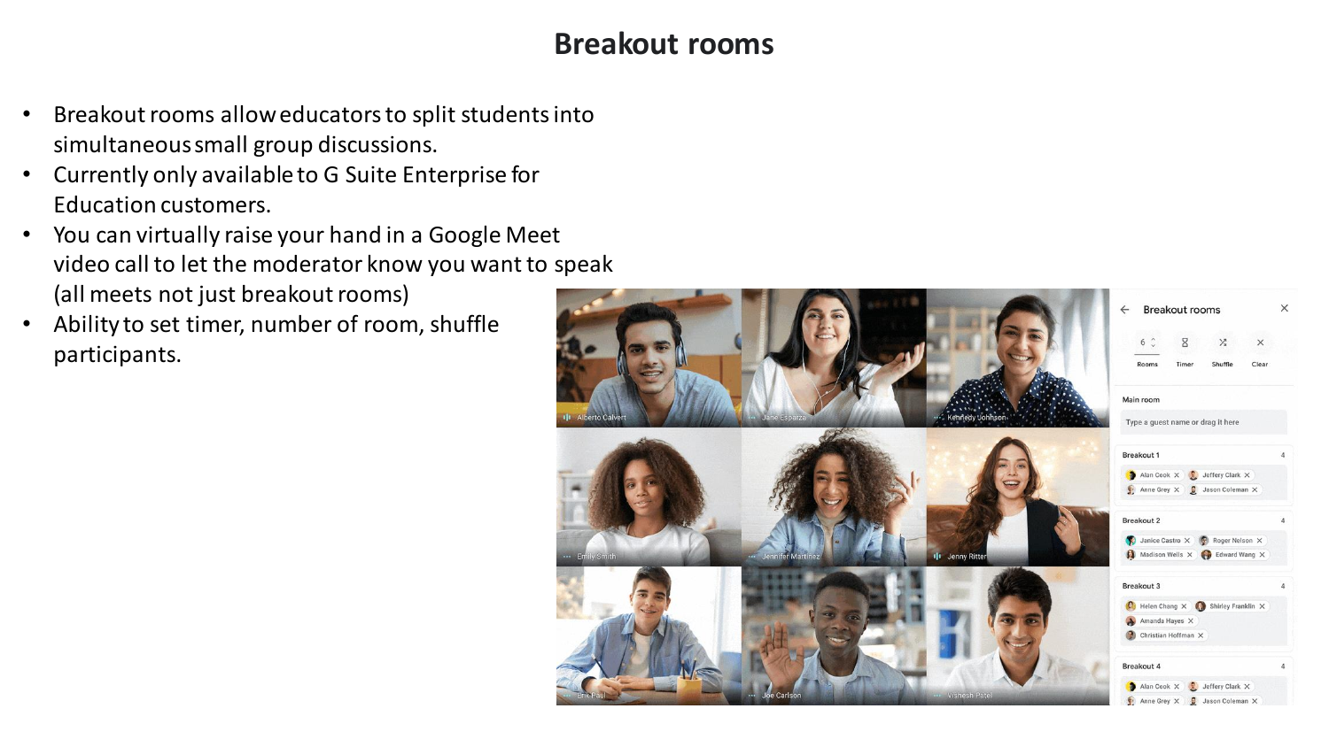# Breakout rooms

- Breakout rooms allow educators to split students into simultaneous small group discussions.
- Currently only available to G Suite Enterprise for Education customers.
- You can virtually raise your hand in a Google Meet video call to let the moderator know you want to speak (all meets not just breakout rooms)
- Ability to set timer, number of room, shuffle participants.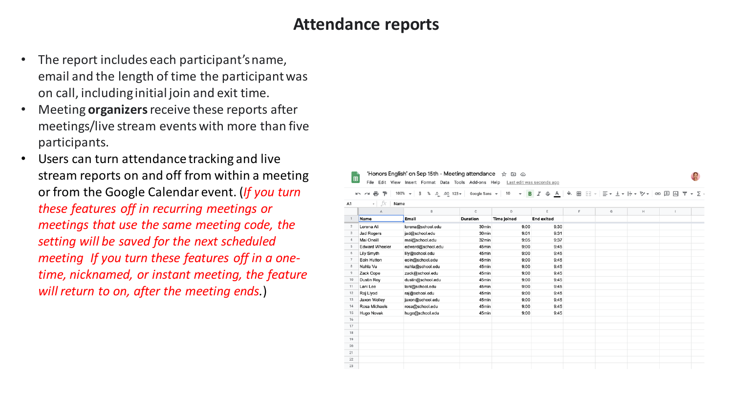# Attendance reports

- The report includes each participant's name, email and the length of time the participant was on call, including initial join and exit time.
- Meeting **organizers** receive these reports after meetings/live stream events with more than five participants.
- Users can turn attendance tracking and live stream reports on and off from within a meeting or from the Google Calendar event. (*If you turn these features off in recurring meetings or meetings that use the same meeting code, the setting will be saved for the next scheduled meeting If you turn these features off in a one-time, nicknamed, or instant meeting, the feature will return to on, after the meeting ends.*)

'Honors English' on Sep 15th - Meeting attendance

| Name | Email | Duration | Time joined | End exited |
|---|---|---|---|---|
| Lorena Ali | lorena@school.edu | 30min | 9:00 | 9:30 |
| Jad Rogers | jad@school.edu | 30min | 9:01 | 9:31 |
| Mai Oneill | mai@school.edu | 32min | 9:05 | 9:37 |
| Edward Wheeler | edward@school.edu | 45min | 9:00 | 9:45 |
| Lily Smyth | lily@school.edu | 45min | 9:00 | 9:45 |
| Eoin Hutton | eoin@school.edu | 45min | 9:00 | 9:45 |
| Nahla Vu | nahla@school.edu | 45min | 9:00 | 9:45 |
| Zack Cope | zack@school.edu | 45min | 9:00 | 9:45 |
| Dustin Roy | dustin@school.edu | 45min | 9:00 | 9:45 |
| Lani Lee | lani@school.edu | 45min | 9:00 | 9:45 |
| Raj Llyod | raj@school.edu | 45min | 9:00 | 9:45 |
| Jaxon Wolley | jaxon@school.edu | 45min | 9:00 | 9:45 |
| Rosa Michaels | rosa@school.edu | 45min | 9:00 | 9:45 |
| Hugo Novak | hugo@school.edu | 45min | 9:00 | 9:45 |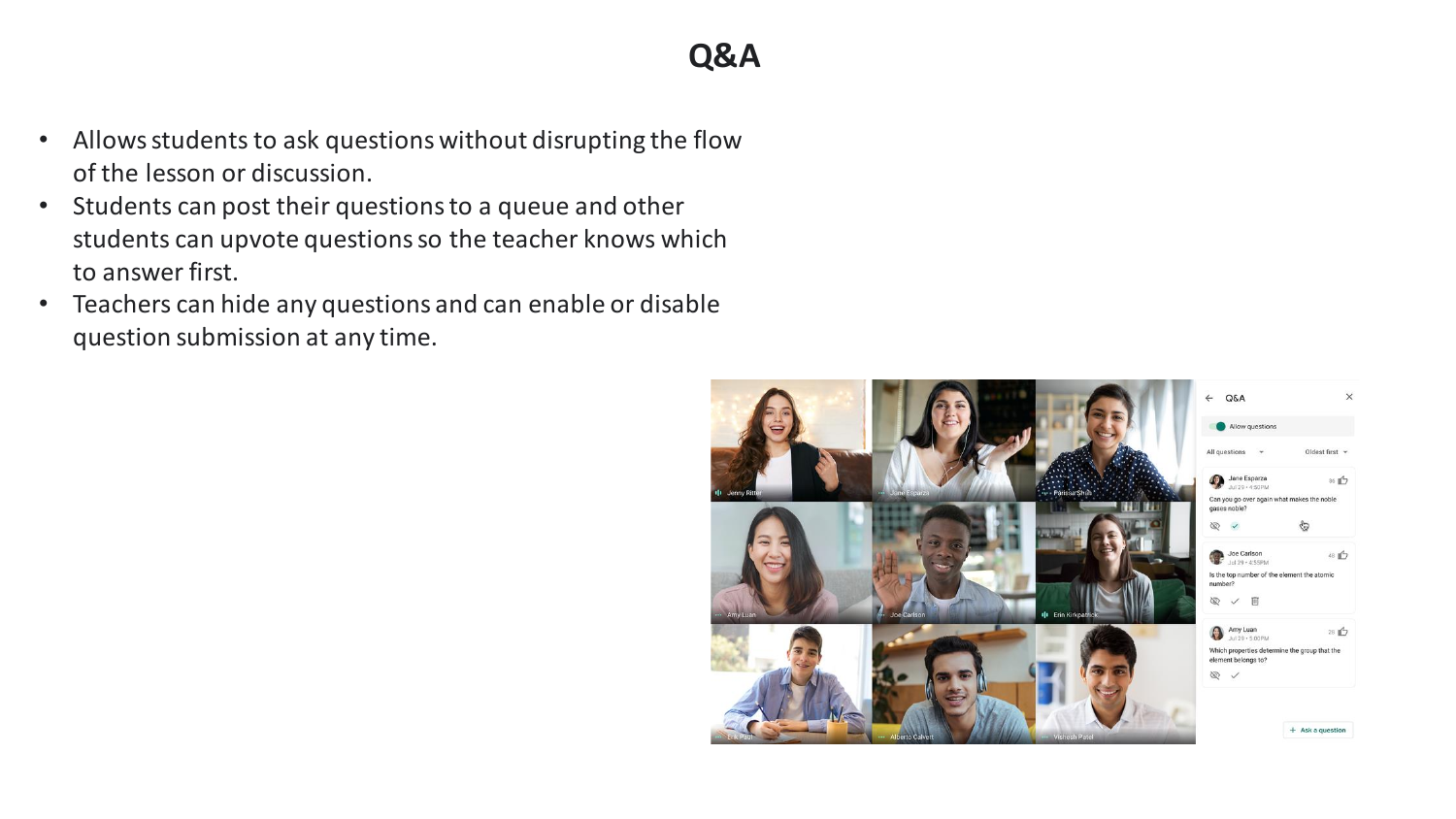# Q&A

- Allows students to ask questions without disrupting the flow of the lesson or discussion.
- Students can post their questions to a queue and other students can upvote questions so the teacher knows which to answer first.
- Teachers can hide any questions and can enable or disable question submission at any time.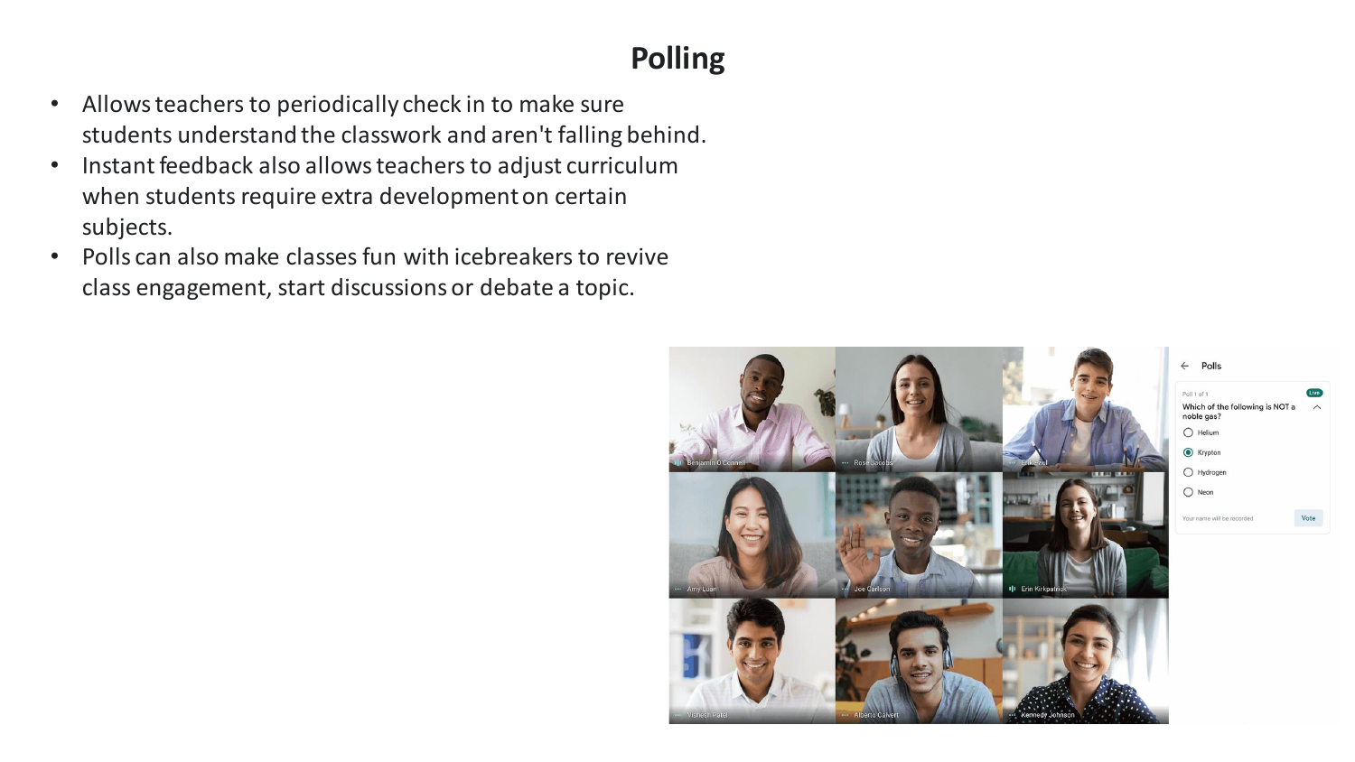# Polling

- Allows teachers to periodically check in to make sure students understand the classwork and aren't falling behind.
- Instant feedback also allows teachers to adjust curriculum when students require extra development on certain subjects.
- Polls can also make classes fun with icebreakers to revive class engagement, start discussions or debate a topic.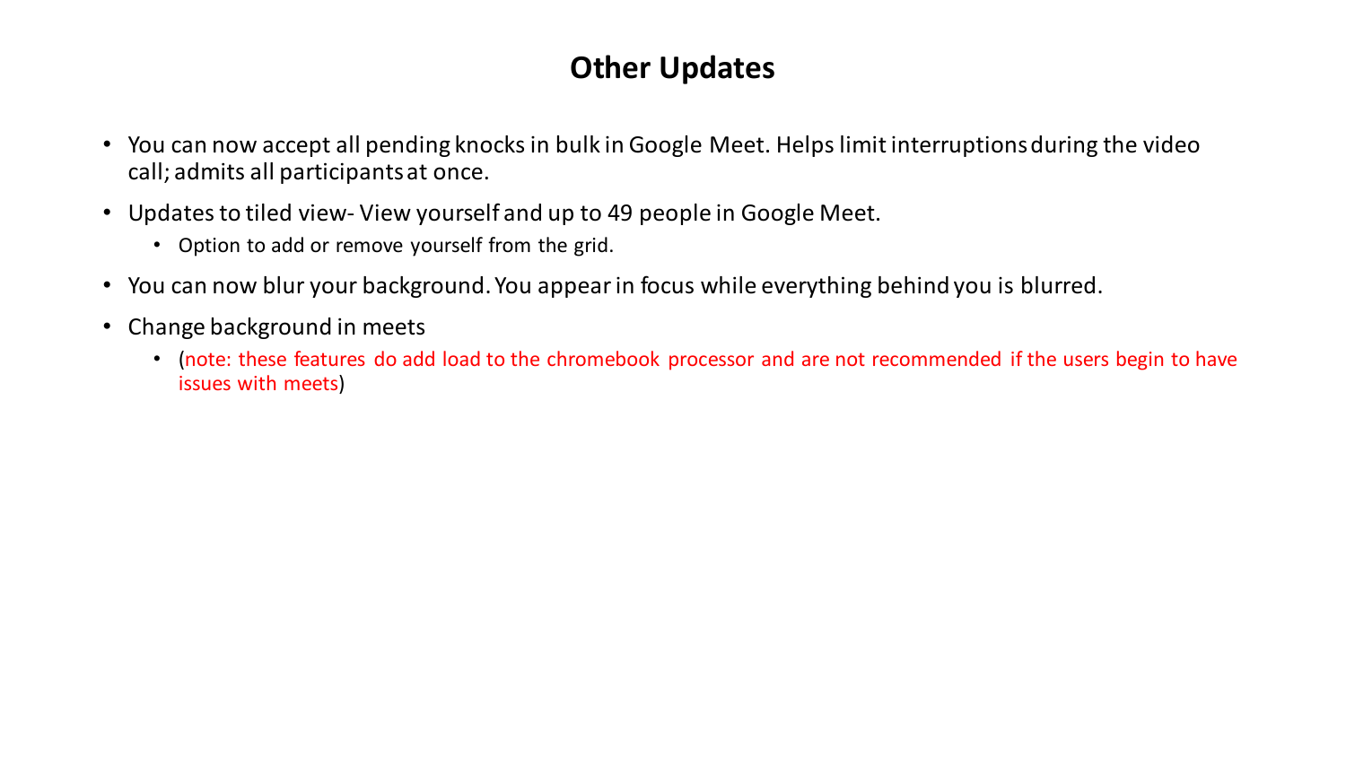# Other Updates

- You can now accept all pending knocks in bulk in Google Meet. Helps limit interruptions during the video call; admits all participants at once.
- Updates to tiled view- View yourself and up to 49 people in Google Meet.
  - Option to add or remove yourself from the grid.
- You can now blur your background. You appear in focus while everything behind you is blurred.
- Change background in meets
  - (note: these features do add load to the chromebook processor and are not recommended if the users begin to have issues with meets)